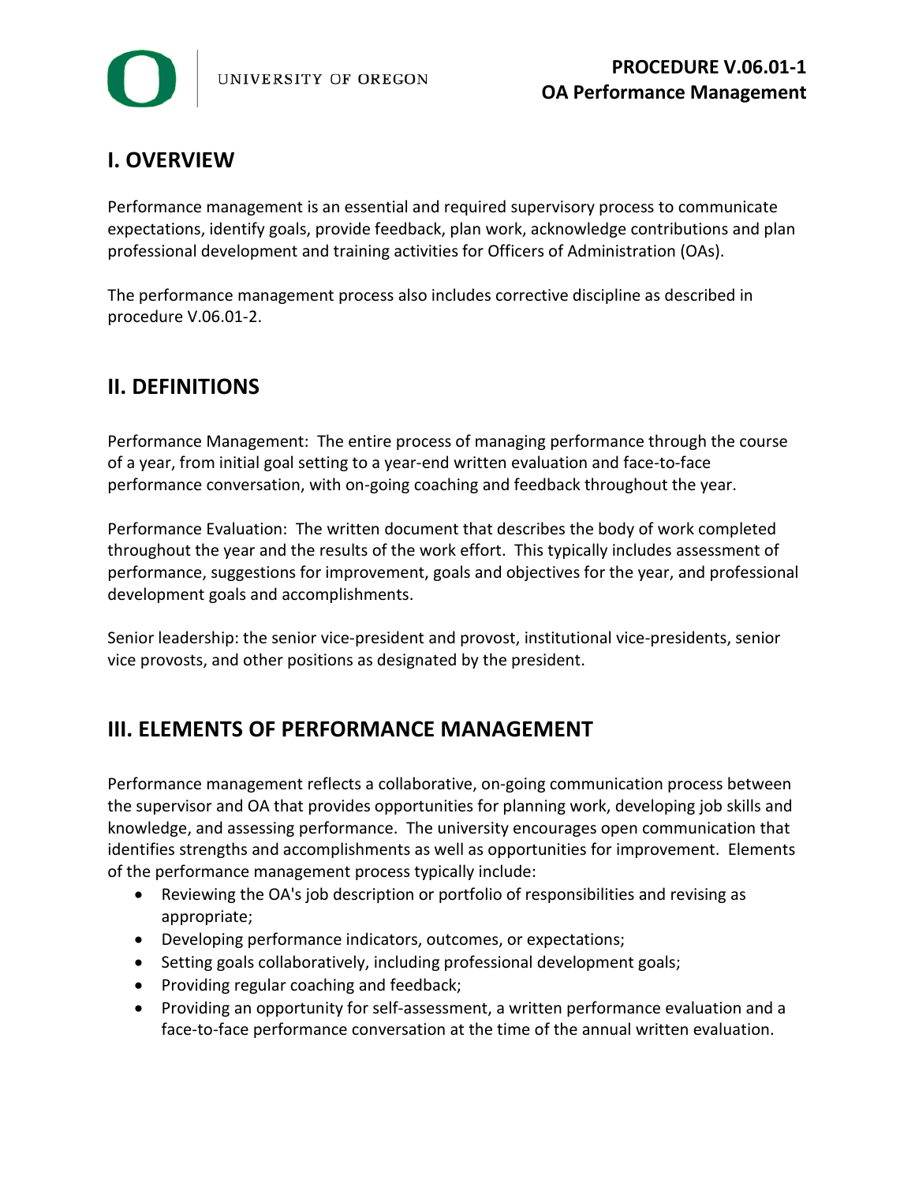UNIVERSITY OF OREGON

**PROCEDURE V.06.01-1**
**OA Performance Management**

## I. OVERVIEW

Performance management is an essential and required supervisory process to communicate expectations, identify goals, provide feedback, plan work, acknowledge contributions and plan professional development and training activities for Officers of Administration (OAs).

The performance management process also includes corrective discipline as described in procedure V.06.01-2.

## II. DEFINITIONS

Performance Management: The entire process of managing performance through the course of a year, from initial goal setting to a year-end written evaluation and face-to-face performance conversation, with on-going coaching and feedback throughout the year.

Performance Evaluation: The written document that describes the body of work completed throughout the year and the results of the work effort. This typically includes assessment of performance, suggestions for improvement, goals and objectives for the year, and professional development goals and accomplishments.

Senior leadership: the senior vice-president and provost, institutional vice-presidents, senior vice provosts, and other positions as designated by the president.

## III. ELEMENTS OF PERFORMANCE MANAGEMENT

Performance management reflects a collaborative, on-going communication process between the supervisor and OA that provides opportunities for planning work, developing job skills and knowledge, and assessing performance. The university encourages open communication that identifies strengths and accomplishments as well as opportunities for improvement. Elements of the performance management process typically include:

- Reviewing the OA's job description or portfolio of responsibilities and revising as appropriate;
- Developing performance indicators, outcomes, or expectations;
- Setting goals collaboratively, including professional development goals;
- Providing regular coaching and feedback;
- Providing an opportunity for self-assessment, a written performance evaluation and a face-to-face performance conversation at the time of the annual written evaluation.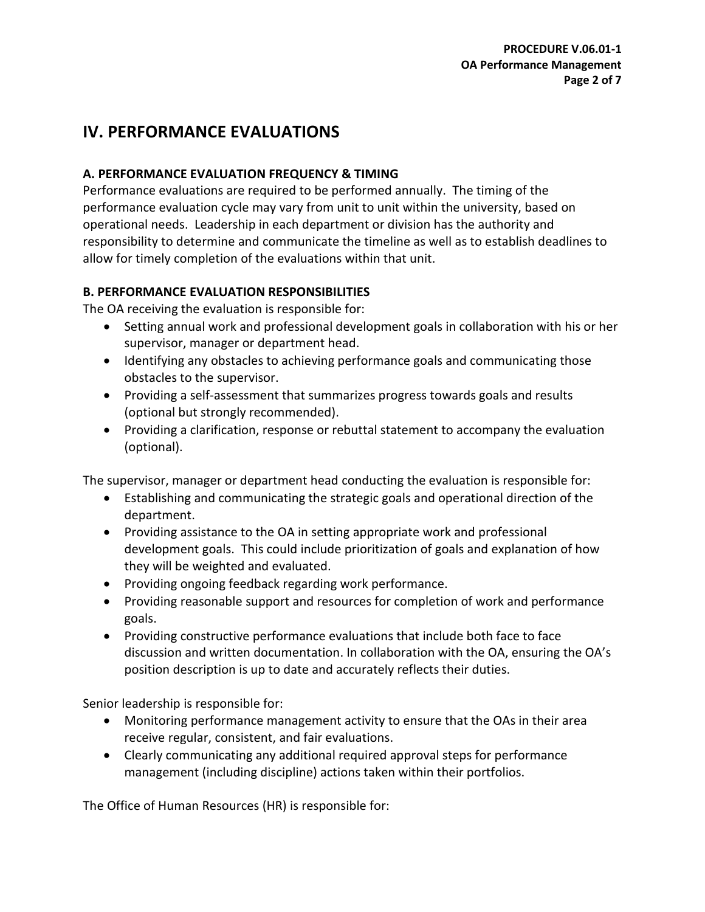## IV. PERFORMANCE EVALUATIONS

### A. PERFORMANCE EVALUATION FREQUENCY & TIMING

Performance evaluations are required to be performed annually. The timing of the performance evaluation cycle may vary from unit to unit within the university, based on operational needs. Leadership in each department or division has the authority and responsibility to determine and communicate the timeline as well as to establish deadlines to allow for timely completion of the evaluations within that unit.

### B. PERFORMANCE EVALUATION RESPONSIBILITIES

The OA receiving the evaluation is responsible for:

- Setting annual work and professional development goals in collaboration with his or her supervisor, manager or department head.
- Identifying any obstacles to achieving performance goals and communicating those obstacles to the supervisor.
- Providing a self-assessment that summarizes progress towards goals and results (optional but strongly recommended).
- Providing a clarification, response or rebuttal statement to accompany the evaluation (optional).

The supervisor, manager or department head conducting the evaluation is responsible for:

- Establishing and communicating the strategic goals and operational direction of the department.
- Providing assistance to the OA in setting appropriate work and professional development goals. This could include prioritization of goals and explanation of how they will be weighted and evaluated.
- Providing ongoing feedback regarding work performance.
- Providing reasonable support and resources for completion of work and performance goals.
- Providing constructive performance evaluations that include both face to face discussion and written documentation. In collaboration with the OA, ensuring the OA's position description is up to date and accurately reflects their duties.

Senior leadership is responsible for:

- Monitoring performance management activity to ensure that the OAs in their area receive regular, consistent, and fair evaluations.
- Clearly communicating any additional required approval steps for performance management (including discipline) actions taken within their portfolios.

The Office of Human Resources (HR) is responsible for: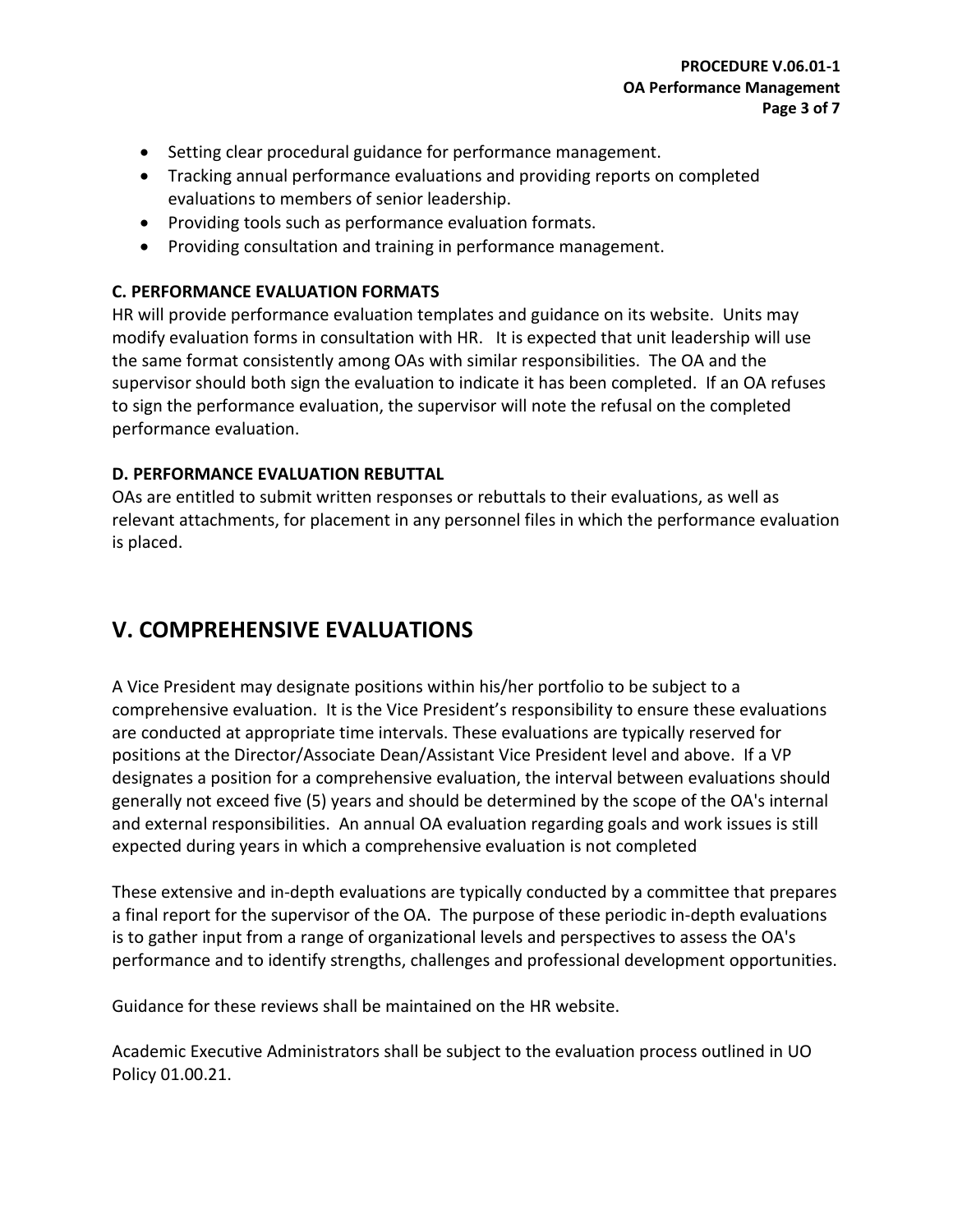- Setting clear procedural guidance for performance management.
- Tracking annual performance evaluations and providing reports on completed evaluations to members of senior leadership.
- Providing tools such as performance evaluation formats.
- Providing consultation and training in performance management.

### C. PERFORMANCE EVALUATION FORMATS

HR will provide performance evaluation templates and guidance on its website. Units may modify evaluation forms in consultation with HR. It is expected that unit leadership will use the same format consistently among OAs with similar responsibilities. The OA and the supervisor should both sign the evaluation to indicate it has been completed. If an OA refuses to sign the performance evaluation, the supervisor will note the refusal on the completed performance evaluation.

### D. PERFORMANCE EVALUATION REBUTTAL

OAs are entitled to submit written responses or rebuttals to their evaluations, as well as relevant attachments, for placement in any personnel files in which the performance evaluation is placed.

## V. COMPREHENSIVE EVALUATIONS

A Vice President may designate positions within his/her portfolio to be subject to a comprehensive evaluation. It is the Vice President's responsibility to ensure these evaluations are conducted at appropriate time intervals. These evaluations are typically reserved for positions at the Director/Associate Dean/Assistant Vice President level and above. If a VP designates a position for a comprehensive evaluation, the interval between evaluations should generally not exceed five (5) years and should be determined by the scope of the OA's internal and external responsibilities. An annual OA evaluation regarding goals and work issues is still expected during years in which a comprehensive evaluation is not completed

These extensive and in-depth evaluations are typically conducted by a committee that prepares a final report for the supervisor of the OA. The purpose of these periodic in-depth evaluations is to gather input from a range of organizational levels and perspectives to assess the OA's performance and to identify strengths, challenges and professional development opportunities.

Guidance for these reviews shall be maintained on the HR website.

Academic Executive Administrators shall be subject to the evaluation process outlined in UO Policy 01.00.21.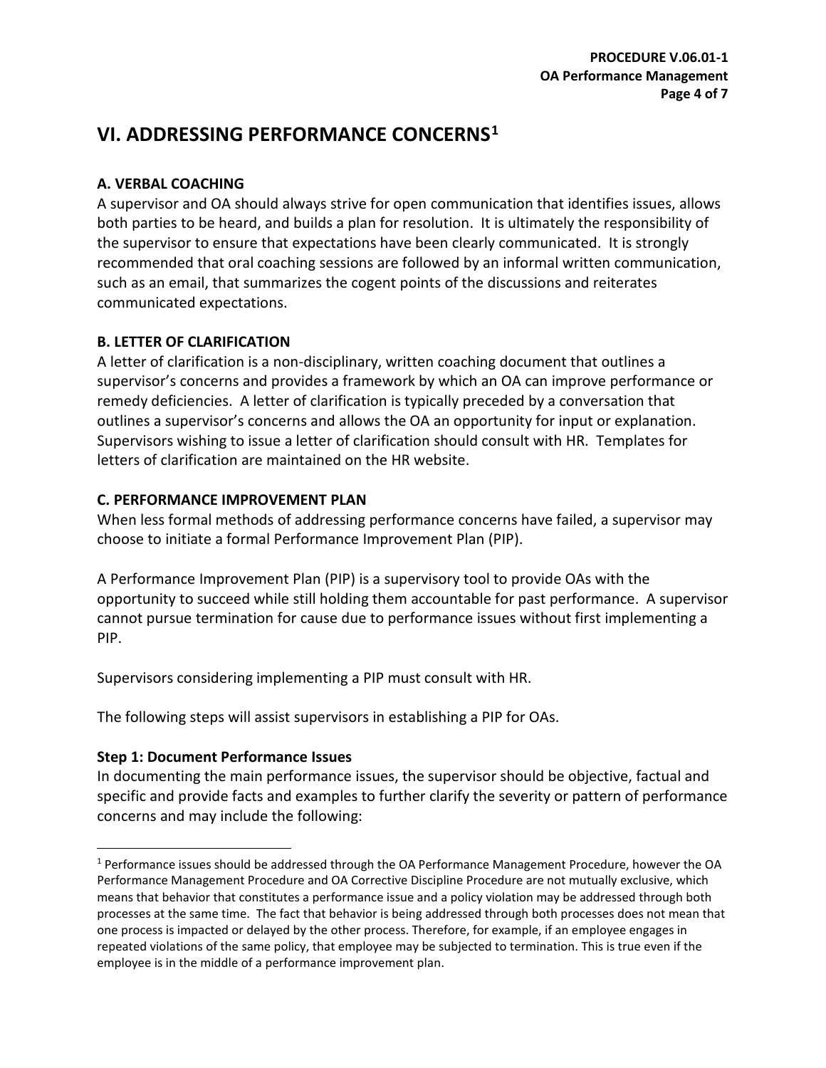## VI. ADDRESSING PERFORMANCE CONCERNS[1]

### A. VERBAL COACHING

A supervisor and OA should always strive for open communication that identifies issues, allows both parties to be heard, and builds a plan for resolution. It is ultimately the responsibility of the supervisor to ensure that expectations have been clearly communicated. It is strongly recommended that oral coaching sessions are followed by an informal written communication, such as an email, that summarizes the cogent points of the discussions and reiterates communicated expectations.

### B. LETTER OF CLARIFICATION

A letter of clarification is a non-disciplinary, written coaching document that outlines a supervisor's concerns and provides a framework by which an OA can improve performance or remedy deficiencies. A letter of clarification is typically preceded by a conversation that outlines a supervisor's concerns and allows the OA an opportunity for input or explanation. Supervisors wishing to issue a letter of clarification should consult with HR. Templates for letters of clarification are maintained on the HR website.

### C. PERFORMANCE IMPROVEMENT PLAN

When less formal methods of addressing performance concerns have failed, a supervisor may choose to initiate a formal Performance Improvement Plan (PIP).

A Performance Improvement Plan (PIP) is a supervisory tool to provide OAs with the opportunity to succeed while still holding them accountable for past performance. A supervisor cannot pursue termination for cause due to performance issues without first implementing a PIP.

Supervisors considering implementing a PIP must consult with HR.

The following steps will assist supervisors in establishing a PIP for OAs.

**Step 1: Document Performance Issues**

In documenting the main performance issues, the supervisor should be objective, factual and specific and provide facts and examples to further clarify the severity or pattern of performance concerns and may include the following:

---

[1] Performance issues should be addressed through the OA Performance Management Procedure, however the OA Performance Management Procedure and OA Corrective Discipline Procedure are not mutually exclusive, which means that behavior that constitutes a performance issue and a policy violation may be addressed through both processes at the same time. The fact that behavior is being addressed through both processes does not mean that one process is impacted or delayed by the other process. Therefore, for example, if an employee engages in repeated violations of the same policy, that employee may be subjected to termination. This is true even if the employee is in the middle of a performance improvement plan.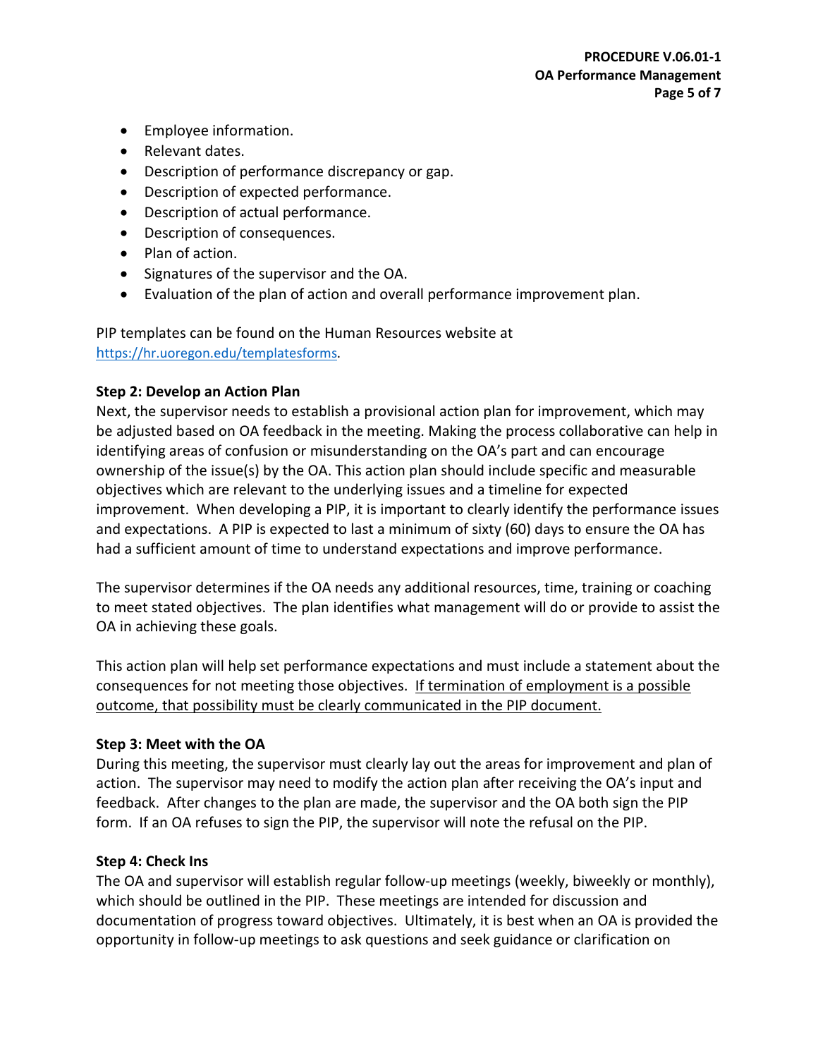- Employee information.
- Relevant dates.
- Description of performance discrepancy or gap.
- Description of expected performance.
- Description of actual performance.
- Description of consequences.
- Plan of action.
- Signatures of the supervisor and the OA.
- Evaluation of the plan of action and overall performance improvement plan.

PIP templates can be found on the Human Resources website at https://hr.uoregon.edu/templatesforms.

**Step 2: Develop an Action Plan**
Next, the supervisor needs to establish a provisional action plan for improvement, which may be adjusted based on OA feedback in the meeting. Making the process collaborative can help in identifying areas of confusion or misunderstanding on the OA's part and can encourage ownership of the issue(s) by the OA. This action plan should include specific and measurable objectives which are relevant to the underlying issues and a timeline for expected improvement. When developing a PIP, it is important to clearly identify the performance issues and expectations. A PIP is expected to last a minimum of sixty (60) days to ensure the OA has had a sufficient amount of time to understand expectations and improve performance.

The supervisor determines if the OA needs any additional resources, time, training or coaching to meet stated objectives. The plan identifies what management will do or provide to assist the OA in achieving these goals.

This action plan will help set performance expectations and must include a statement about the consequences for not meeting those objectives. If termination of employment is a possible outcome, that possibility must be clearly communicated in the PIP document.

**Step 3: Meet with the OA**
During this meeting, the supervisor must clearly lay out the areas for improvement and plan of action. The supervisor may need to modify the action plan after receiving the OA's input and feedback. After changes to the plan are made, the supervisor and the OA both sign the PIP form. If an OA refuses to sign the PIP, the supervisor will note the refusal on the PIP.

**Step 4: Check Ins**
The OA and supervisor will establish regular follow-up meetings (weekly, biweekly or monthly), which should be outlined in the PIP. These meetings are intended for discussion and documentation of progress toward objectives. Ultimately, it is best when an OA is provided the opportunity in follow-up meetings to ask questions and seek guidance or clarification on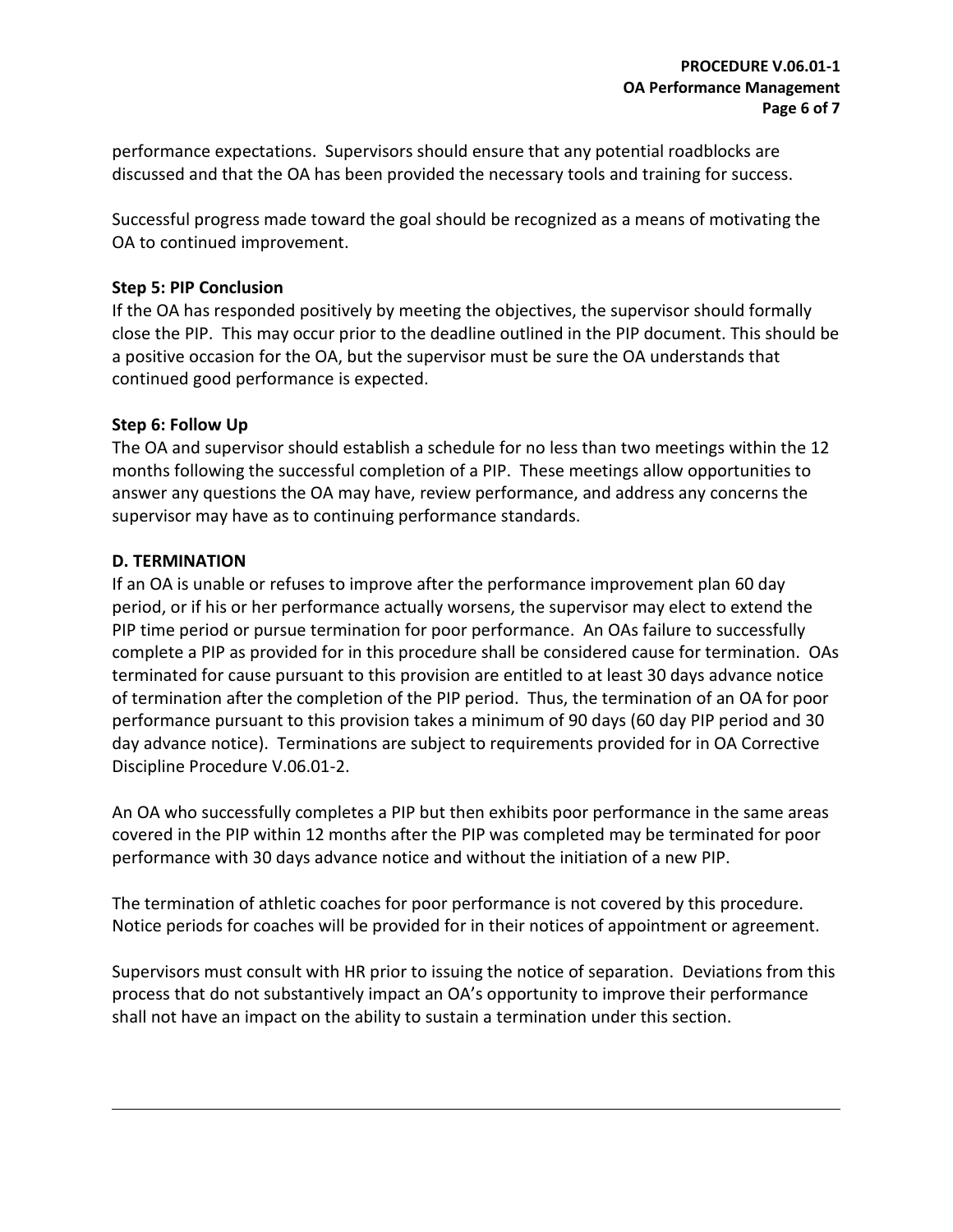performance expectations. Supervisors should ensure that any potential roadblocks are discussed and that the OA has been provided the necessary tools and training for success.

Successful progress made toward the goal should be recognized as a means of motivating the OA to continued improvement.

**Step 5: PIP Conclusion**

If the OA has responded positively by meeting the objectives, the supervisor should formally close the PIP. This may occur prior to the deadline outlined in the PIP document. This should be a positive occasion for the OA, but the supervisor must be sure the OA understands that continued good performance is expected.

**Step 6: Follow Up**

The OA and supervisor should establish a schedule for no less than two meetings within the 12 months following the successful completion of a PIP. These meetings allow opportunities to answer any questions the OA may have, review performance, and address any concerns the supervisor may have as to continuing performance standards.

## D. TERMINATION

If an OA is unable or refuses to improve after the performance improvement plan 60 day period, or if his or her performance actually worsens, the supervisor may elect to extend the PIP time period or pursue termination for poor performance. An OAs failure to successfully complete a PIP as provided for in this procedure shall be considered cause for termination. OAs terminated for cause pursuant to this provision are entitled to at least 30 days advance notice of termination after the completion of the PIP period. Thus, the termination of an OA for poor performance pursuant to this provision takes a minimum of 90 days (60 day PIP period and 30 day advance notice). Terminations are subject to requirements provided for in OA Corrective Discipline Procedure V.06.01-2.

An OA who successfully completes a PIP but then exhibits poor performance in the same areas covered in the PIP within 12 months after the PIP was completed may be terminated for poor performance with 30 days advance notice and without the initiation of a new PIP.

The termination of athletic coaches for poor performance is not covered by this procedure. Notice periods for coaches will be provided for in their notices of appointment or agreement.

Supervisors must consult with HR prior to issuing the notice of separation. Deviations from this process that do not substantively impact an OA's opportunity to improve their performance shall not have an impact on the ability to sustain a termination under this section.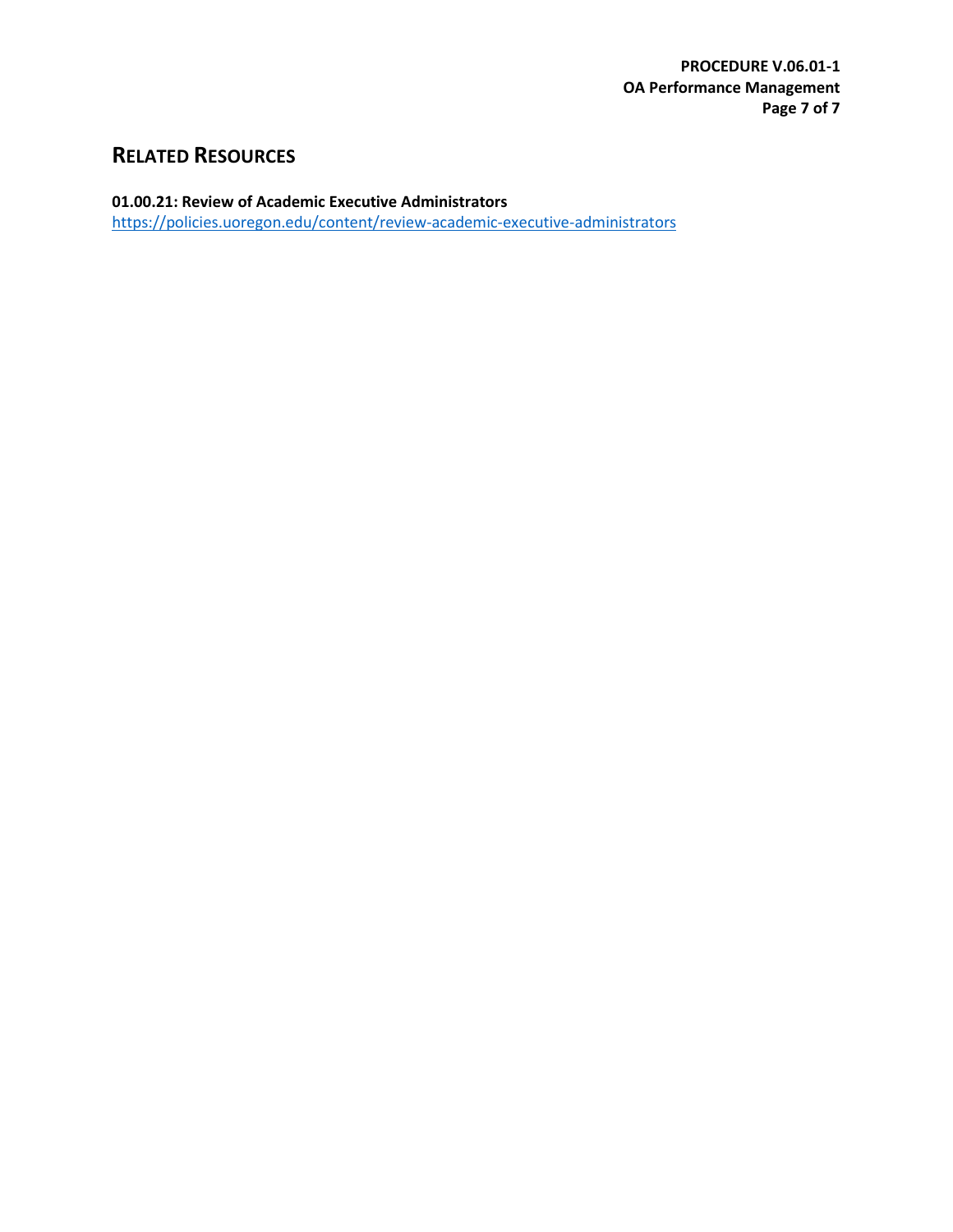## Related Resources

**01.00.21: Review of Academic Executive Administrators**
https://policies.uoregon.edu/content/review-academic-executive-administrators